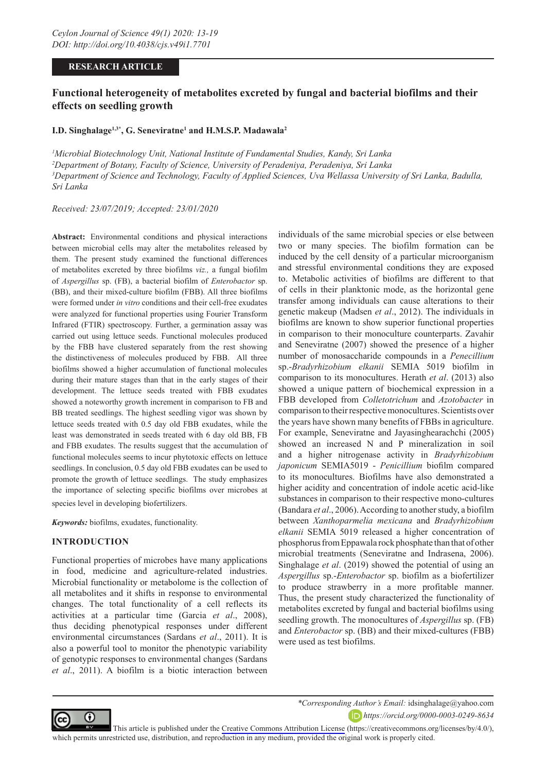RESEARCH ARTICLE

# Functional heterogeneity of metabolites excreted by fungal and bacterial biofilms and their effects on seedling growth

**I.D. Singhalage[1,3*], G. Seneviratne[1] and H.M.S.P. Madawala[2]**

[1]*Microbial Biotechnology Unit, National Institute of Fundamental Studies, Kandy, Sri Lanka*
[2]*Department of Botany, Faculty of Science, University of Peradeniya, Peradeniya, Sri Lanka*
[3]*Department of Science and Technology, Faculty of Applied Sciences, Uva Wellassa University of Sri Lanka, Badulla, Sri Lanka*

*Received: 23/07/2019; Accepted: 23/01/2020*

**Abstract:** Environmental conditions and physical interactions between microbial cells may alter the metabolites released by them. The present study examined the functional differences of metabolites excreted by three biofilms *viz.,* a fungal biofilm of *Aspergillus* sp. (FB), a bacterial biofilm of *Enterobactor* sp. (BB), and their mixed-culture biofilm (FBB). All three biofilms were formed under *in vitro* conditions and their cell-free exudates were analyzed for functional properties using Fourier Transform Infrared (FTIR) spectroscopy. Further, a germination assay was carried out using lettuce seeds. Functional molecules produced by the FBB have clustered separately from the rest showing the distinctiveness of molecules produced by FBB. All three biofilms showed a higher accumulation of functional molecules during their mature stages than that in the early stages of their development. The lettuce seeds treated with FBB exudates showed a noteworthy growth increment in comparison to FB and BB treated seedlings. The highest seedling vigor was shown by lettuce seeds treated with 0.5 day old FBB exudates, while the least was demonstrated in seeds treated with 6 day old BB, FB and FBB exudates. The results suggest that the accumulation of functional molecules seems to incur phytotoxic effects on lettuce seedlings. In conclusion, 0.5 day old FBB exudates can be used to promote the growth of lettuce seedlings. The study emphasizes the importance of selecting specific biofilms over microbes at species level in developing biofertilizers.

***Keywords:*** biofilms, exudates, functionality.

## INTRODUCTION

Functional properties of microbes have many applications in food, medicine and agriculture-related industries. Microbial functionality or metabolome is the collection of all metabolites and it shifts in response to environmental changes. The total functionality of a cell reflects its activities at a particular time (Garcia *et al*., 2008), thus deciding phenotypical responses under different environmental circumstances (Sardans *et al*., 2011). It is also a powerful tool to monitor the phenotypic variability of genotypic responses to environmental changes (Sardans *et al*., 2011). A biofilm is a biotic interaction between individuals of the same microbial species or else between two or many species. The biofilm formation can be induced by the cell density of a particular microorganism and stressful environmental conditions they are exposed to. Metabolic activities of biofilms are different to that of cells in their planktonic mode, as the horizontal gene transfer among individuals can cause alterations to their genetic makeup (Madsen *et al*., 2012). The individuals in biofilms are known to show superior functional properties in comparison to their monoculture counterparts. Zavahir and Seneviratne (2007) showed the presence of a higher number of monosaccharide compounds in a *Penecillium* sp.-*Bradyrhizobium elkanii* SEMIA 5019 biofilm in comparison to its monocultures. Herath *et al*. (2013) also showed a unique pattern of biochemical expression in a FBB developed from *Colletotrichum* and *Azotobacter* in comparison to their respective monocultures. Scientists over the years have shown many benefits of FBBs in agriculture. For example, Seneviratne and Jayasinghearachchi (2005) showed an increased N and P mineralization in soil and a higher nitrogenase activity in *Bradyrhizobium japonicum* SEMIA5019 - *Penicillium* biofilm compared to its monocultures. Biofilms have also demonstrated a higher acidity and concentration of indole acetic acid-like substances in comparison to their respective mono-cultures (Bandara *et al*., 2006). According to another study, a biofilm between *Xanthoparmelia mexicana* and *Bradyrhizobium elkanii* SEMIA 5019 released a higher concentration of phosphorus from Eppawala rock phosphate than that of other microbial treatments (Seneviratne and Indrasena, 2006). Singhalage *et al*. (2019) showed the potential of using an *Aspergillus* sp.-*Enterobactor* sp. biofilm as a biofertilizer to produce strawberry in a more profitable manner. Thus, the present study characterized the functionality of metabolites excreted by fungal and bacterial biofilms using seedling growth. The monocultures of *Aspergillus* sp. (FB) and *Enterobactor* sp. (BB) and their mixed-cultures (FBB) were used as test biofilms.

*\*Corresponding Author's Email:* idsinghalage@yahoo.com
*https://orcid.org/0000-0003-0249-8634*

This article is published under the Creative Commons Attribution License (https://creativecommons.org/licenses/by/4.0/), which permits unrestricted use, distribution, and reproduction in any medium, provided the original work is properly cited.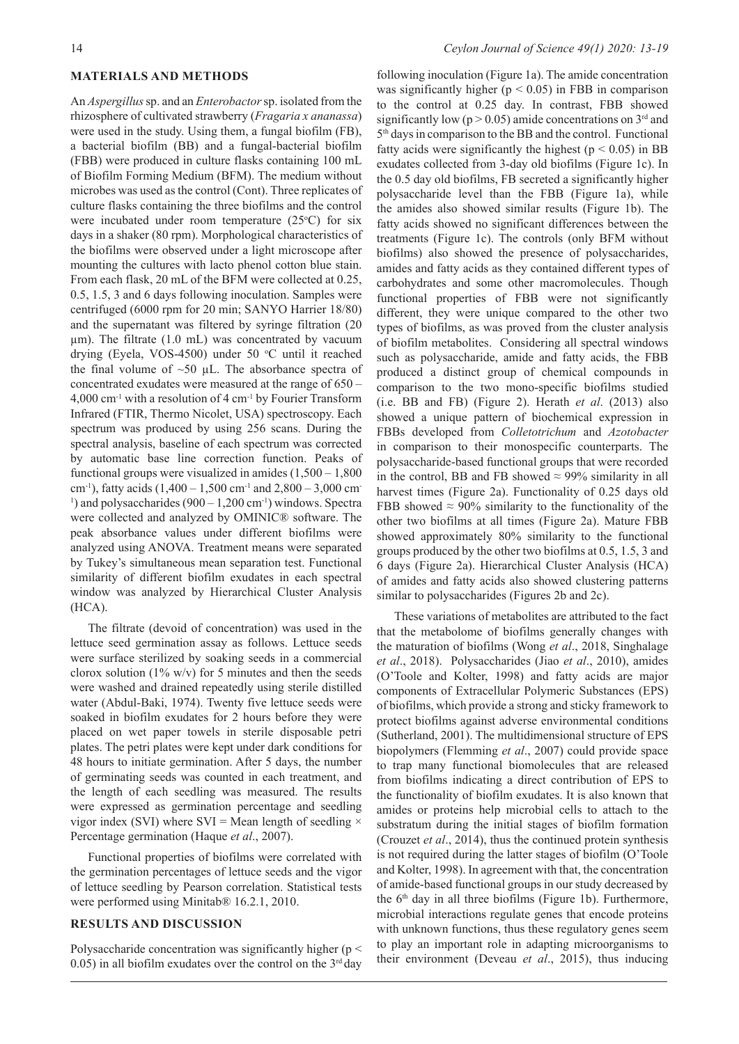## MATERIALS AND METHODS

An *Aspergillus* sp. and an *Enterobactor* sp. isolated from the rhizosphere of cultivated strawberry (*Fragaria x ananassa*) were used in the study. Using them, a fungal biofilm (FB), a bacterial biofilm (BB) and a fungal-bacterial biofilm (FBB) were produced in culture flasks containing 100 mL of Biofilm Forming Medium (BFM). The medium without microbes was used as the control (Cont). Three replicates of culture flasks containing the three biofilms and the control were incubated under room temperature (25$^{o}$C) for six days in a shaker (80 rpm). Morphological characteristics of the biofilms were observed under a light microscope after mounting the cultures with lacto phenol cotton blue stain. From each flask, 20 mL of the BFM were collected at 0.25, 0.5, 1.5, 3 and 6 days following inoculation. Samples were centrifuged (6000 rpm for 20 min; SANYO Harrier 18/80) and the supernatant was filtered by syringe filtration (20 µm). The filtrate (1.0 mL) was concentrated by vacuum drying (Eyela, VOS-4500) under 50 $^{o}$C until it reached the final volume of ~50 µL. The absorbance spectra of concentrated exudates were measured at the range of 650 – 4,000 cm$^{-1}$ with a resolution of 4 cm$^{-1}$ by Fourier Transform Infrared (FTIR, Thermo Nicolet, USA) spectroscopy. Each spectrum was produced by using 256 scans. During the spectral analysis, baseline of each spectrum was corrected by automatic base line correction function. Peaks of functional groups were visualized in amides (1,500 – 1,800 cm$^{-1}$), fatty acids (1,400 – 1,500 cm$^{-1}$ and 2,800 – 3,000 cm$^{-1}$) and polysaccharides (900 – 1,200 cm$^{-1}$) windows. Spectra were collected and analyzed by OMINIC® software. The peak absorbance values under different biofilms were analyzed using ANOVA. Treatment means were separated by Tukey's simultaneous mean separation test. Functional similarity of different biofilm exudates in each spectral window was analyzed by Hierarchical Cluster Analysis (HCA).

The filtrate (devoid of concentration) was used in the lettuce seed germination assay as follows. Lettuce seeds were surface sterilized by soaking seeds in a commercial clorox solution (1% w/v) for 5 minutes and then the seeds were washed and drained repeatedly using sterile distilled water (Abdul-Baki, 1974). Twenty five lettuce seeds were soaked in biofilm exudates for 2 hours before they were placed on wet paper towels in sterile disposable petri plates. The petri plates were kept under dark conditions for 48 hours to initiate germination. After 5 days, the number of germinating seeds was counted in each treatment, and the length of each seedling was measured. The results were expressed as germination percentage and seedling vigor index (SVI) where SVI = Mean length of seedling × Percentage germination (Haque *et al*., 2007).

Functional properties of biofilms were correlated with the germination percentages of lettuce seeds and the vigor of lettuce seedling by Pearson correlation. Statistical tests were performed using Minitab® 16.2.1, 2010.

## RESULTS AND DISCUSSION

Polysaccharide concentration was significantly higher ($p < 0.05$) in all biofilm exudates over the control on the 3$^{rd}$ day following inoculation (Figure 1a). The amide concentration was significantly higher ($p < 0.05$) in FBB in comparison to the control at 0.25 day. In contrast, FBB showed significantly low ($p > 0.05$) amide concentrations on 3$^{rd}$ and 5$^{th}$ days in comparison to the BB and the control. Functional fatty acids were significantly the highest ($p < 0.05$) in BB exudates collected from 3-day old biofilms (Figure 1c). In the 0.5 day old biofilms, FB secreted a significantly higher polysaccharide level than the FBB (Figure 1a), while the amides also showed similar results (Figure 1b). The fatty acids showed no significant differences between the treatments (Figure 1c). The controls (only BFM without biofilms) also showed the presence of polysaccharides, amides and fatty acids as they contained different types of carbohydrates and some other macromolecules. Though functional properties of FBB were not significantly different, they were unique compared to the other two types of biofilms, as was proved from the cluster analysis of biofilm metabolites. Considering all spectral windows such as polysaccharide, amide and fatty acids, the FBB produced a distinct group of chemical compounds in comparison to the two mono-specific biofilms studied (i.e. BB and FB) (Figure 2). Herath *et al*. (2013) also showed a unique pattern of biochemical expression in FBBs developed from *Colletotrichum* and *Azotobacter* in comparison to their monospecific counterparts. The polysaccharide-based functional groups that were recorded in the control, BB and FB showed ≈ 99% similarity in all harvest times (Figure 2a). Functionality of 0.25 days old FBB showed ≈ 90% similarity to the functionality of the other two biofilms at all times (Figure 2a). Mature FBB showed approximately 80% similarity to the functional groups produced by the other two biofilms at 0.5, 1.5, 3 and 6 days (Figure 2a). Hierarchical Cluster Analysis (HCA) of amides and fatty acids also showed clustering patterns similar to polysaccharides (Figures 2b and 2c).

These variations of metabolites are attributed to the fact that the metabolome of biofilms generally changes with the maturation of biofilms (Wong *et al*., 2018, Singhalage *et al*., 2018). Polysaccharides (Jiao *et al*., 2010), amides (O'Toole and Kolter, 1998) and fatty acids are major components of Extracellular Polymeric Substances (EPS) of biofilms, which provide a strong and sticky framework to protect biofilms against adverse environmental conditions (Sutherland, 2001). The multidimensional structure of EPS biopolymers (Flemming *et al*., 2007) could provide space to trap many functional biomolecules that are released from biofilms indicating a direct contribution of EPS to the functionality of biofilm exudates. It is also known that amides or proteins help microbial cells to attach to the substratum during the initial stages of biofilm formation (Crouzet *et al*., 2014), thus the continued protein synthesis is not required during the latter stages of biofilm (O'Toole and Kolter, 1998). In agreement with that, the concentration of amide-based functional groups in our study decreased by the 6$^{th}$ day in all three biofilms (Figure 1b). Furthermore, microbial interactions regulate genes that encode proteins with unknown functions, thus these regulatory genes seem to play an important role in adapting microorganisms to their environment (Deveau *et al*., 2015), thus inducing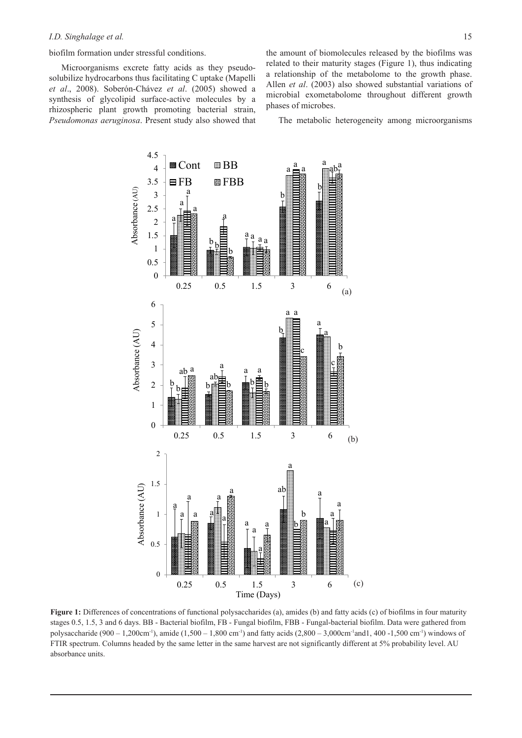biofilm formation under stressful conditions.

Microorganisms excrete fatty acids as they pseudo-solubilize hydrocarbons thus facilitating C uptake (Mapelli *et al*., 2008). Soberón-Chávez *et al*. (2005) showed a synthesis of glycolipid surface-active molecules by a rhizospheric plant growth promoting bacterial strain, *Pseudomonas aeruginosa*. Present study also showed that the amount of biomolecules released by the biofilms was related to their maturity stages (Figure 1), thus indicating a relationship of the metabolome to the growth phase. Allen *et al*. (2003) also showed substantial variations of microbial exometabolome throughout different growth phases of microbes.

The metabolic heterogeneity among microorganisms

Cont
BB
FB
FBB

(a)
Absorbance (AU)
0
0.5
1
1.5
2
2.5
3
3.5
4
4.5
0.25
0.5
1.5
3
6
a a a a
b b a b
a a a a
b a a a
b a ab a

(b)
Absorbance (AU)
0
1
2
3
4
5
6
0.25
0.5
1.5
3
6
b b ab a
b ab a b
a b a b
b a a c
a a c b

(c)
Absorbance (AU)
0
0.5
1
1.5
2
0.25
0.5
1.5
3
6
a a a a
a a a a
a a a a
ab a b b
a a a a
Time (Days)

**Figure 1:** Differences of concentrations of functional polysaccharides (a), amides (b) and fatty acids (c) of biofilms in four maturity stages 0.5, 1.5, 3 and 6 days. BB - Bacterial biofilm, FB - Fungal biofilm, FBB - Fungal-bacterial biofilm. Data were gathered from polysaccharide (900 – 1,200cm$^{-1}$), amide (1,500 – 1,800 cm$^{-1}$) and fatty acids (2,800 – 3,000cm$^{-1}$and1, 400 -1,500 cm$^{-1}$) windows of FTIR spectrum. Columns headed by the same letter in the same harvest are not significantly different at 5% probability level. AU absorbance units.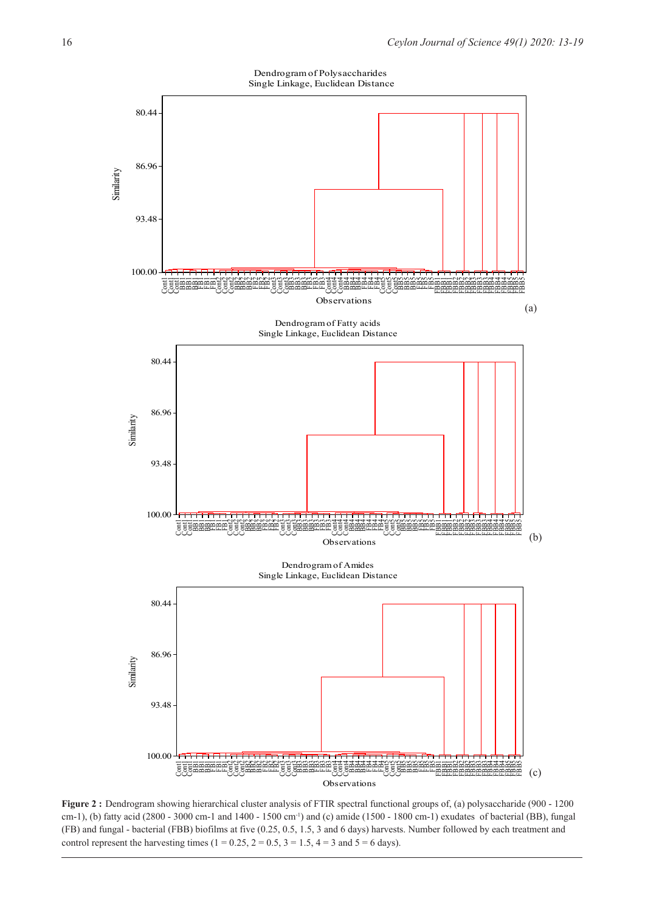Dendrogram of Polysaccharides
Single Linkage, Euclidean Distance

Similarity

80.44

86.96

93.48

100.00

Cont1 Cont1 Cont1 BB1 BB1 BB1 FB1 FB1 FB1 Cont2 Cont2 Cont2 BB2 BB2 BB2 FB2 FB2 FB2 Cont3 Cont3 Cont3 BB3 BB3 BB3 FB3 FB3 FB3 Cont4 Cont4 Cont4 BB4 BB4 BB4 FB4 FB4 FB4 Cont5 Cont5 Cont5 BB5 BB5 BB5 FB5 FB5 FB5 FBB1 FBB1 FBB1 FBB2 FBB2 FBB2 FBB3 FBB3 FBB3 FBB4 FBB4 FBB4 FBB5 FBB5 FBB5

Observations

(a)

Dendrogram of Fatty acids
Single Linkage, Euclidean Distance

Similarity

80.44

86.96

93.48

100.00

Cont1 Cont1 Cont1 BB1 BB1 BB1 FB1 FB1 FB1 Cont2 Cont2 Cont2 BB2 BB2 BB2 FB2 FB2 FB2 Cont3 Cont3 Cont3 BB3 BB3 BB3 FB3 FB3 FB3 Cont4 Cont4 Cont4 BB4 BB4 BB4 FB4 FB4 FB4 Cont5 Cont5 Cont5 BB5 BB5 BB5 FB5 FB5 FB5 FBB1 FBB1 FBB1 FBB2 FBB2 FBB2 FBB3 FBB3 FBB3 FBB4 FBB4 FBB4 FBB5 FBB5 FBB5

Observations

(b)

Dendrogram of Amides
Single Linkage, Euclidean Distance

Similarity

80.44

86.96

93.48

100.00

Cont1 Cont1 Cont1 BB1 BB1 BB1 FB1 FB1 FB1 Cont2 Cont2 Cont2 BB2 BB2 BB2 FB2 FB2 FB2 Cont3 Cont3 Cont3 BB3 BB3 BB3 FB3 FB3 FB3 Cont4 Cont4 Cont4 BB4 BB4 BB4 FB4 FB4 FB4 Cont5 Cont5 Cont5 BB5 BB5 BB5 FB5 FB5 FB5 FBB1 FBB1 FBB1 FBB2 FBB2 FBB2 FBB3 FBB3 FBB3 FBB4 FBB4 FBB4 FBB5 FBB5 FBB5

Observations

(c)

**Figure 2 :** Dendrogram showing hierarchical cluster analysis of FTIR spectral functional groups of, (a) polysaccharide (900 - 1200 cm-1), (b) fatty acid (2800 - 3000 cm-1 and 1400 - 1500 $cm^{-1}$) and (c) amide (1500 - 1800 cm-1) exudates of bacterial (BB), fungal (FB) and fungal - bacterial (FBB) biofilms at five (0.25, 0.5, 1.5, 3 and 6 days) harvests. Number followed by each treatment and control represent the harvesting times (1 = 0.25, 2 = 0.5, 3 = 1.5, 4 = 3 and 5 = 6 days).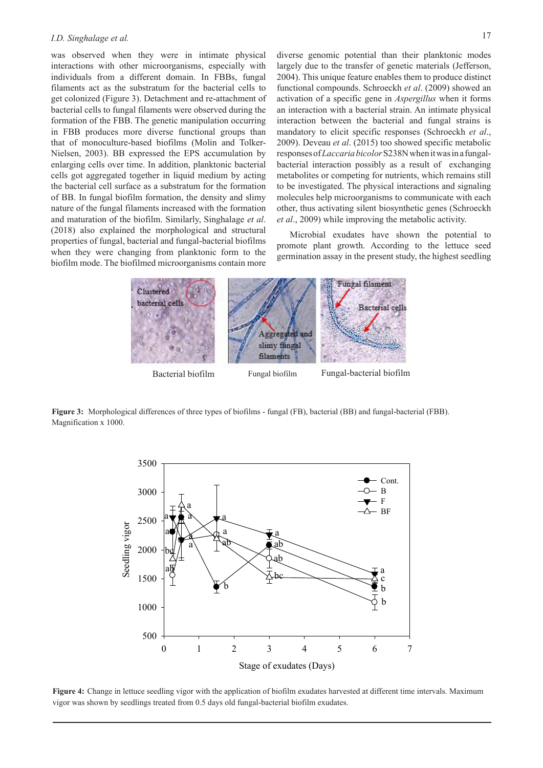was observed when they were in intimate physical interactions with other microorganisms, especially with individuals from a different domain. In FBBs, fungal filaments act as the substratum for the bacterial cells to get colonized (Figure 3). Detachment and re-attachment of bacterial cells to fungal filaments were observed during the formation of the FBB. The genetic manipulation occurring in FBB produces more diverse functional groups than that of monoculture-based biofilms (Molin and Tolker-Nielsen, 2003). BB expressed the EPS accumulation by enlarging cells over time. In addition, planktonic bacterial cells got aggregated together in liquid medium by acting the bacterial cell surface as a substratum for the formation of BB. In fungal biofilm formation, the density and slimy nature of the fungal filaments increased with the formation and maturation of the biofilm. Similarly, Singhalage *et al*. (2018) also explained the morphological and structural properties of fungal, bacterial and fungal-bacterial biofilms when they were changing from planktonic form to the biofilm mode. The biofilmed microorganisms contain more diverse genomic potential than their planktonic modes largely due to the transfer of genetic materials (Jefferson, 2004). This unique feature enables them to produce distinct functional compounds. Schroeckh *et al*. (2009) showed an activation of a specific gene in *Aspergillus* when it forms an interaction with a bacterial strain. An intimate physical interaction between the bacterial and fungal strains is mandatory to elicit specific responses (Schroeckh *et al*., 2009). Deveau *et al*. (2015) too showed specific metabolic responses of *Laccaria bicolor* S238N when it was in a fungal-bacterial interaction possibly as a result of exchanging metabolites or competing for nutrients, which remains still to be investigated. The physical interactions and signaling molecules help microorganisms to communicate with each other, thus activating silent biosynthetic genes (Schroeckh *et al*., 2009) while improving the metabolic activity.

Microbial exudates have shown the potential to promote plant growth. According to the lettuce seed germination assay in the present study, the highest seedling

Clustered bacterial cells
Aggregated and slimy fungal filaments
Fungal filament
Bacterial cells

Bacterial biofilm
Fungal biofilm
Fungal-bacterial biofilm

**Figure 3:** Morphological differences of three types of biofilms - fungal (FB), bacterial (BB) and fungal-bacterial (FBB). Magnification x 1000.

Seedling vigor
3500
3000
2500
2000
1500
1000
500
0 1 2 3 4 5 6 7
Stage of exudates (Days)
Cont.
B
F
BF
a a a a a a a a a ab ab bc bc ab b b c b b a

**Figure 4:** Change in lettuce seedling vigor with the application of biofilm exudates harvested at different time intervals. Maximum vigor was shown by seedlings treated from 0.5 days old fungal-bacterial biofilm exudates.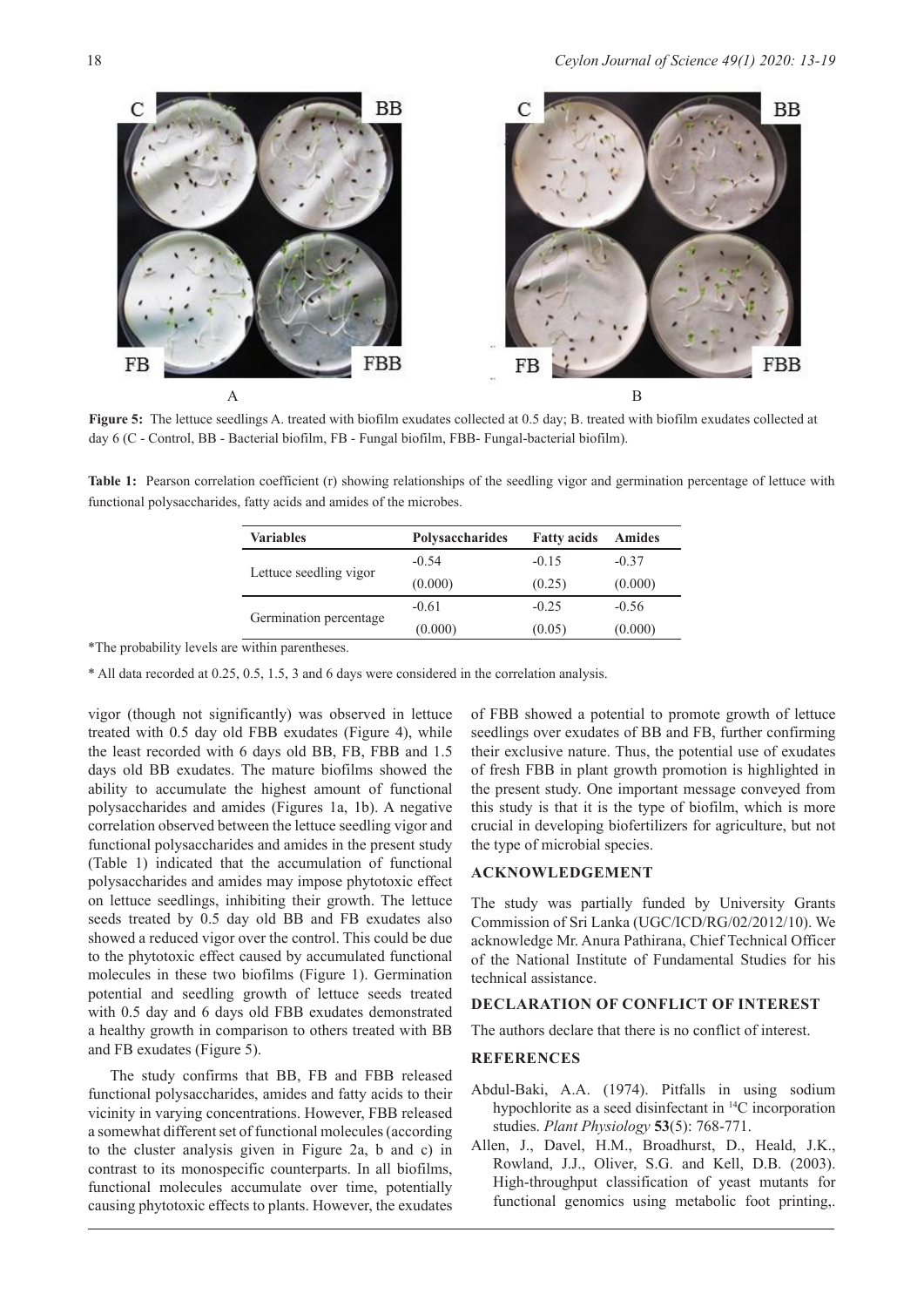C BB

FB FBB

A

C BB

FB FBB

B

**Figure 5:** The lettuce seedlings A. treated with biofilm exudates collected at 0.5 day; B. treated with biofilm exudates collected at day 6 (C - Control, BB - Bacterial biofilm, FB - Fungal biofilm, FBB- Fungal-bacterial biofilm).

**Table 1:** Pearson correlation coefficient (r) showing relationships of the seedling vigor and germination percentage of lettuce with functional polysaccharides, fatty acids and amides of the microbes.

| Variables | Polysaccharides | Fatty acids | Amides |
|---|---|---|---|
| Lettuce seedling vigor | -0.54 | -0.15 | -0.37 |
| | (0.000) | (0.25) | (0.000) |
| Germination percentage | -0.61 | -0.25 | -0.56 |
| | (0.000) | (0.05) | (0.000) |

*The probability levels are within parentheses.

* All data recorded at 0.25, 0.5, 1.5, 3 and 6 days were considered in the correlation analysis.

vigor (though not significantly) was observed in lettuce treated with 0.5 day old FBB exudates (Figure 4), while the least recorded with 6 days old BB, FB, FBB and 1.5 days old BB exudates. The mature biofilms showed the ability to accumulate the highest amount of functional polysaccharides and amides (Figures 1a, 1b). A negative correlation observed between the lettuce seedling vigor and functional polysaccharides and amides in the present study (Table 1) indicated that the accumulation of functional polysaccharides and amides may impose phytotoxic effect on lettuce seedlings, inhibiting their growth. The lettuce seeds treated by 0.5 day old BB and FB exudates also showed a reduced vigor over the control. This could be due to the phytotoxic effect caused by accumulated functional molecules in these two biofilms (Figure 1). Germination potential and seedling growth of lettuce seeds treated with 0.5 day and 6 days old FBB exudates demonstrated a healthy growth in comparison to others treated with BB and FB exudates (Figure 5).

The study confirms that BB, FB and FBB released functional polysaccharides, amides and fatty acids to their vicinity in varying concentrations. However, FBB released a somewhat different set of functional molecules (according to the cluster analysis given in Figure 2a, b and c) in contrast to its monospecific counterparts. In all biofilms, functional molecules accumulate over time, potentially causing phytotoxic effects to plants. However, the exudates of FBB showed a potential to promote growth of lettuce seedlings over exudates of BB and FB, further confirming their exclusive nature. Thus, the potential use of exudates of fresh FBB in plant growth promotion is highlighted in the present study. One important message conveyed from this study is that it is the type of biofilm, which is more crucial in developing biofertilizers for agriculture, but not the type of microbial species.

## ACKNOWLEDGEMENT

The study was partially funded by University Grants Commission of Sri Lanka (UGC/ICD/RG/02/2012/10). We acknowledge Mr. Anura Pathirana, Chief Technical Officer of the National Institute of Fundamental Studies for his technical assistance.

## DECLARATION OF CONFLICT OF INTEREST

The authors declare that there is no conflict of interest.

## REFERENCES

Abdul-Baki, A.A. (1974). Pitfalls in using sodium hypochlorite as a seed disinfectant in $^{14}C$ incorporation studies. *Plant Physiology* **53**(5): 768-771.

Allen, J., Davel, H.M., Broadhurst, D., Heald, J.K., Rowland, J.J., Oliver, S.G. and Kell, D.B. (2003). High-throughput classification of yeast mutants for functional genomics using metabolic foot printing,.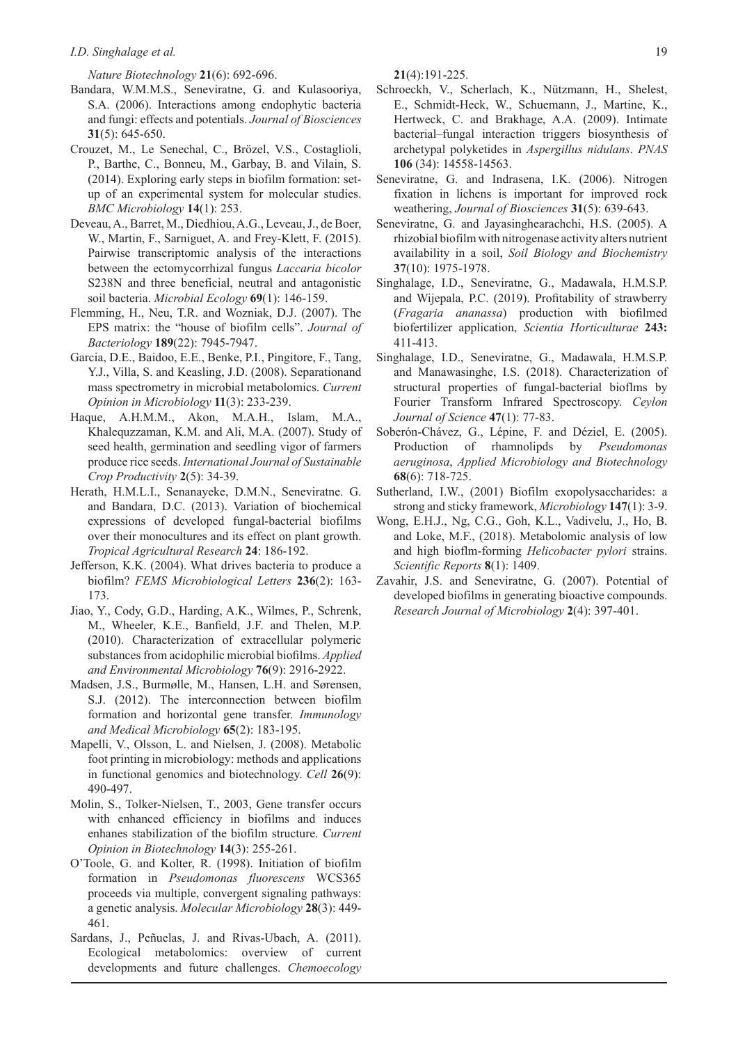*Nature Biotechnology* **21**(6): 692-696.

Bandara, W.M.M.S., Seneviratne, G. and Kulasooriya, S.A. (2006). Interactions among endophytic bacteria and fungi: effects and potentials. *Journal of Biosciences* **31**(5): 645-650.

Crouzet, M., Le Senechal, C., Brözel, V.S., Costaglioli, P., Barthe, C., Bonneu, M., Garbay, B. and Vilain, S. (2014). Exploring early steps in biofilm formation: set-up of an experimental system for molecular studies. *BMC Microbiology* **14**(1): 253.

Deveau, A., Barret, M., Diedhiou, A.G., Leveau, J., de Boer, W., Martin, F., Sarniguet, A. and Frey-Klett, F. (2015). Pairwise transcriptomic analysis of the interactions between the ectomycorrhizal fungus *Laccaria bicolor* S238N and three beneficial, neutral and antagonistic soil bacteria. *Microbial Ecology* **69**(1): 146-159.

Flemming, H., Neu, T.R. and Wozniak, D.J. (2007). The EPS matrix: the "house of biofilm cells". *Journal of Bacteriology* **189**(22): 7945-7947.

Garcia, D.E., Baidoo, E.E., Benke, P.I., Pingitore, F., Tang, Y.J., Villa, S. and Keasling, J.D. (2008). Separationand mass spectrometry in microbial metabolomics. *Current Opinion in Microbiology* **11**(3): 233-239.

Haque, A.H.M.M., Akon, M.A.H., Islam, M.A., Khalequzzaman, K.M. and Ali, M.A. (2007). Study of seed health, germination and seedling vigor of farmers produce rice seeds. *International Journal of Sustainable Crop Productivity* **2**(5): 34-39.

Herath, H.M.L.I., Senanayeke, D.M.N., Seneviratne. G. and Bandara, D.C. (2013). Variation of biochemical expressions of developed fungal-bacterial biofilms over their monocultures and its effect on plant growth. *Tropical Agricultural Research* **24**: 186-192.

Jefferson, K.K. (2004). What drives bacteria to produce a biofilm? *FEMS Microbiological Letters* **236**(2): 163-173.

Jiao, Y., Cody, G.D., Harding, A.K., Wilmes, P., Schrenk, M., Wheeler, K.E., Banfield, J.F. and Thelen, M.P. (2010). Characterization of extracellular polymeric substances from acidophilic microbial biofilms. *Applied and Environmental Microbiology* **76**(9): 2916-2922.

Madsen, J.S., Burmølle, M., Hansen, L.H. and Sørensen, S.J. (2012). The interconnection between biofilm formation and horizontal gene transfer. *Immunology and Medical Microbiology* **65**(2): 183-195.

Mapelli, V., Olsson, L. and Nielsen, J. (2008). Metabolic foot printing in microbiology: methods and applications in functional genomics and biotechnology. *Cell* **26**(9): 490-497.

Molin, S., Tolker-Nielsen, T., 2003, Gene transfer occurs with enhanced efficiency in biofilms and induces enhanes stabilization of the biofilm structure. *Current Opinion in Biotechnology* **14**(3): 255-261.

O'Toole, G. and Kolter, R. (1998). Initiation of biofilm formation in *Pseudomonas fluorescens* WCS365 proceeds via multiple, convergent signaling pathways: a genetic analysis. *Molecular Microbiology* **28**(3): 449-461.

Sardans, J., Peñuelas, J. and Rivas-Ubach, A. (2011). Ecological metabolomics: overview of current developments and future challenges. *Chemoecology* **21**(4):191-225.

Schroeckh, V., Scherlach, K., Nützmann, H., Shelest, E., Schmidt-Heck, W., Schuemann, J., Martine, K., Hertweck, C. and Brakhage, A.A. (2009). Intimate bacterial–fungal interaction triggers biosynthesis of archetypal polyketides in *Aspergillus nidulans*. *PNAS* **106** (34): 14558-14563.

Seneviratne, G. and Indrasena, I.K. (2006). Nitrogen fixation in lichens is important for improved rock weathering, *Journal of Biosciences* **31**(5): 639-643.

Seneviratne, G. and Jayasinghearachchi, H.S. (2005). A rhizobial biofilm with nitrogenase activity alters nutrient availability in a soil, *Soil Biology and Biochemistry* **37**(10): 1975-1978.

Singhalage, I.D., Seneviratne, G., Madawala, H.M.S.P. and Wijepala, P.C. (2019). Profitability of strawberry (*Fragaria ananassa*) production with biofilmed biofertilizer application, *Scientia Horticulturae* **243:** 411-413.

Singhalage, I.D., Seneviratne, G., Madawala, H.M.S.P. and Manawasinghe, I.S. (2018). Characterization of structural properties of fungal-bacterial bioflms by Fourier Transform Infrared Spectroscopy. *Ceylon Journal of Science* **47**(1): 77-83.

Soberón-Chávez, G., Lépine, F. and Déziel, E. (2005). Production of rhamnolipds by *Pseudomonas aeruginosa*, *Applied Microbiology and Biotechnology* **68**(6): 718-725.

Sutherland, I.W., (2001) Biofilm exopolysaccharides: a strong and sticky framework, *Microbiology* **147**(1): 3-9.

Wong, E.H.J., Ng, C.G., Goh, K.L., Vadivelu, J., Ho, B. and Loke, M.F., (2018). Metabolomic analysis of low and high bioflm-forming *Helicobacter pylori* strains. *Scientific Reports* **8**(1): 1409.

Zavahir, J.S. and Seneviratne, G. (2007). Potential of developed biofilms in generating bioactive compounds. *Research Journal of Microbiology* **2**(4): 397-401.